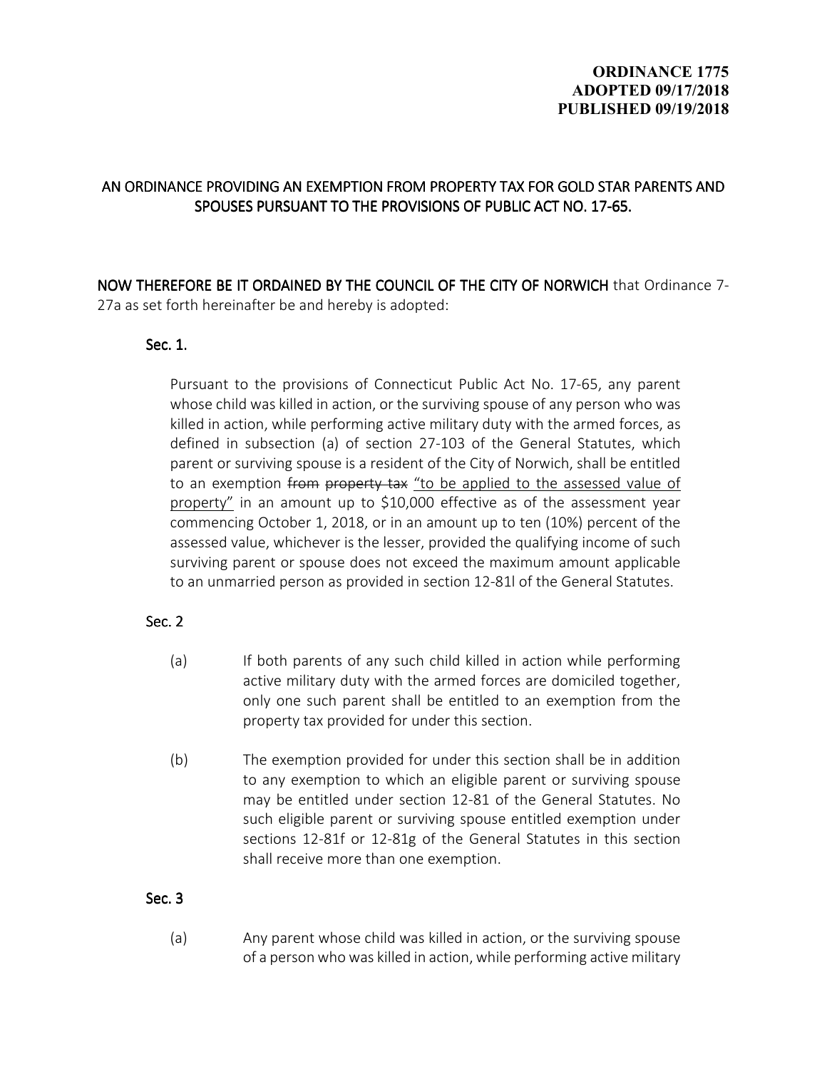**ORDINANCE 1775**
**ADOPTED 09/17/2018**
**PUBLISHED 09/19/2018**

## AN ORDINANCE PROVIDING AN EXEMPTION FROM PROPERTY TAX FOR GOLD STAR PARENTS AND SPOUSES PURSUANT TO THE PROVISIONS OF PUBLIC ACT NO. 17-65.

**NOW THEREFORE BE IT ORDAINED BY THE COUNCIL OF THE CITY OF NORWICH** that Ordinance 7-27a as set forth hereinafter be and hereby is adopted:

### Sec. 1.

Pursuant to the provisions of Connecticut Public Act No. 17-65, any parent whose child was killed in action, or the surviving spouse of any person who was killed in action, while performing active military duty with the armed forces, as defined in subsection (a) of section 27-103 of the General Statutes, which parent or surviving spouse is a resident of the City of Norwich, shall be entitled to an exemption ~~from property tax~~ <u>"to be applied to the assessed value of property"</u> in an amount up to $10,000 effective as of the assessment year commencing October 1, 2018, or in an amount up to ten (10%) percent of the assessed value, whichever is the lesser, provided the qualifying income of such surviving parent or spouse does not exceed the maximum amount applicable to an unmarried person as provided in section 12-81l of the General Statutes.

### Sec. 2

(a) If both parents of any such child killed in action while performing active military duty with the armed forces are domiciled together, only one such parent shall be entitled to an exemption from the property tax provided for under this section.

(b) The exemption provided for under this section shall be in addition to any exemption to which an eligible parent or surviving spouse may be entitled under section 12-81 of the General Statutes. No such eligible parent or surviving spouse entitled exemption under sections 12-81f or 12-81g of the General Statutes in this section shall receive more than one exemption.

### Sec. 3

(a) Any parent whose child was killed in action, or the surviving spouse of a person who was killed in action, while performing active military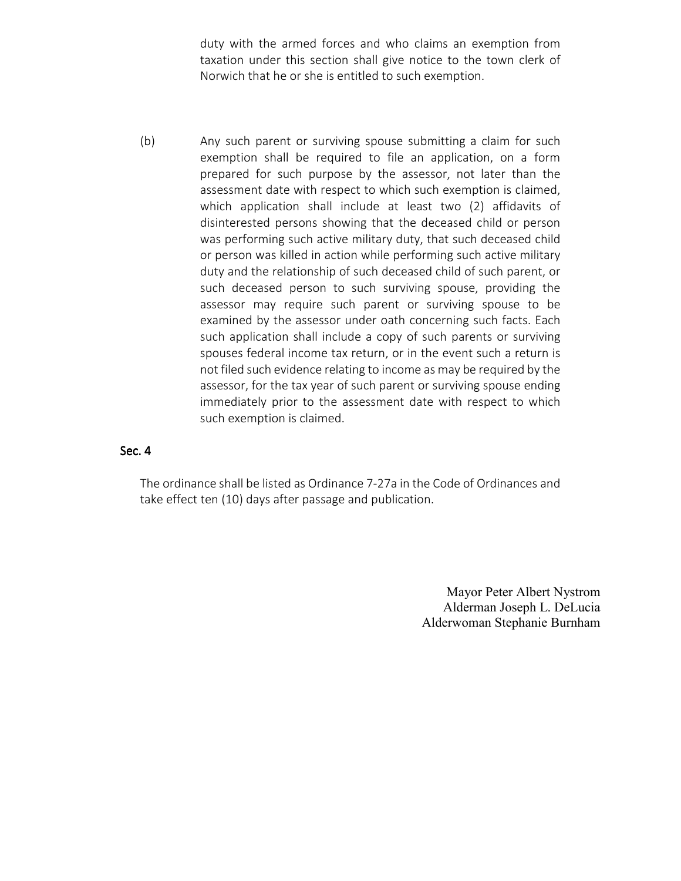duty with the armed forces and who claims an exemption from taxation under this section shall give notice to the town clerk of Norwich that he or she is entitled to such exemption.

(b) Any such parent or surviving spouse submitting a claim for such exemption shall be required to file an application, on a form prepared for such purpose by the assessor, not later than the assessment date with respect to which such exemption is claimed, which application shall include at least two (2) affidavits of disinterested persons showing that the deceased child or person was performing such active military duty, that such deceased child or person was killed in action while performing such active military duty and the relationship of such deceased child of such parent, or such deceased person to such surviving spouse, providing the assessor may require such parent or surviving spouse to be examined by the assessor under oath concerning such facts. Each such application shall include a copy of such parents or surviving spouses federal income tax return, or in the event such a return is not filed such evidence relating to income as may be required by the assessor, for the tax year of such parent or surviving spouse ending immediately prior to the assessment date with respect to which such exemption is claimed.

## Sec. 4

The ordinance shall be listed as Ordinance 7-27a in the Code of Ordinances and take effect ten (10) days after passage and publication.

Mayor Peter Albert Nystrom
Alderman Joseph L. DeLucia
Alderwoman Stephanie Burnham